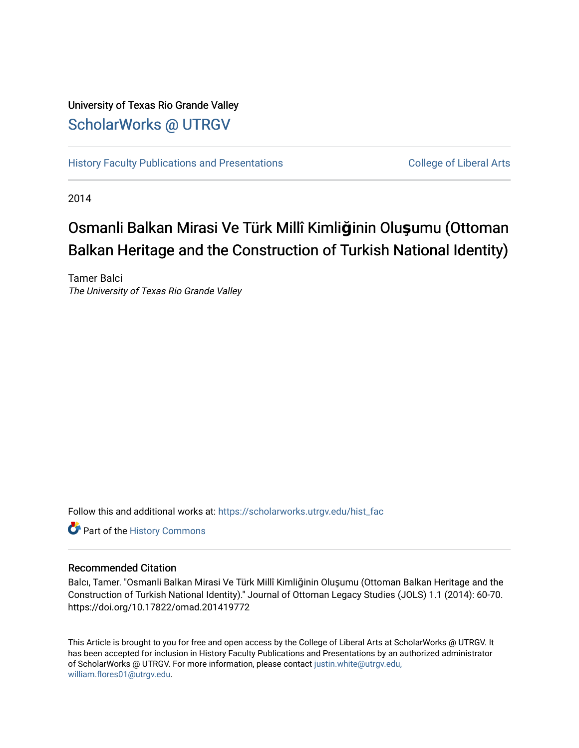University of Texas Rio Grande Valley

# ScholarWorks @ UTRGV

History Faculty Publications and Presentations | College of Liberal Arts

2014

## Osmanli Balkan Mirasi Ve Türk Millî Kimliğinin Oluşumu (Ottoman Balkan Heritage and the Construction of Turkish National Identity)

Tamer Balci
*The University of Texas Rio Grande Valley*

Follow this and additional works at: https://scholarworks.utrgv.edu/hist_fac

Part of the History Commons

### Recommended Citation

Balcı, Tamer. "Osmanli Balkan Mirasi Ve Türk Millî Kimliğinin Oluşumu (Ottoman Balkan Heritage and the Construction of Turkish National Identity)." Journal of Ottoman Legacy Studies (JOLS) 1.1 (2014): 60-70. https://doi.org/10.17822/omad.201419772

This Article is brought to you for free and open access by the College of Liberal Arts at ScholarWorks @ UTRGV. It has been accepted for inclusion in History Faculty Publications and Presentations by an authorized administrator of ScholarWorks @ UTRGV. For more information, please contact justin.white@utrgv.edu, william.flores01@utrgv.edu.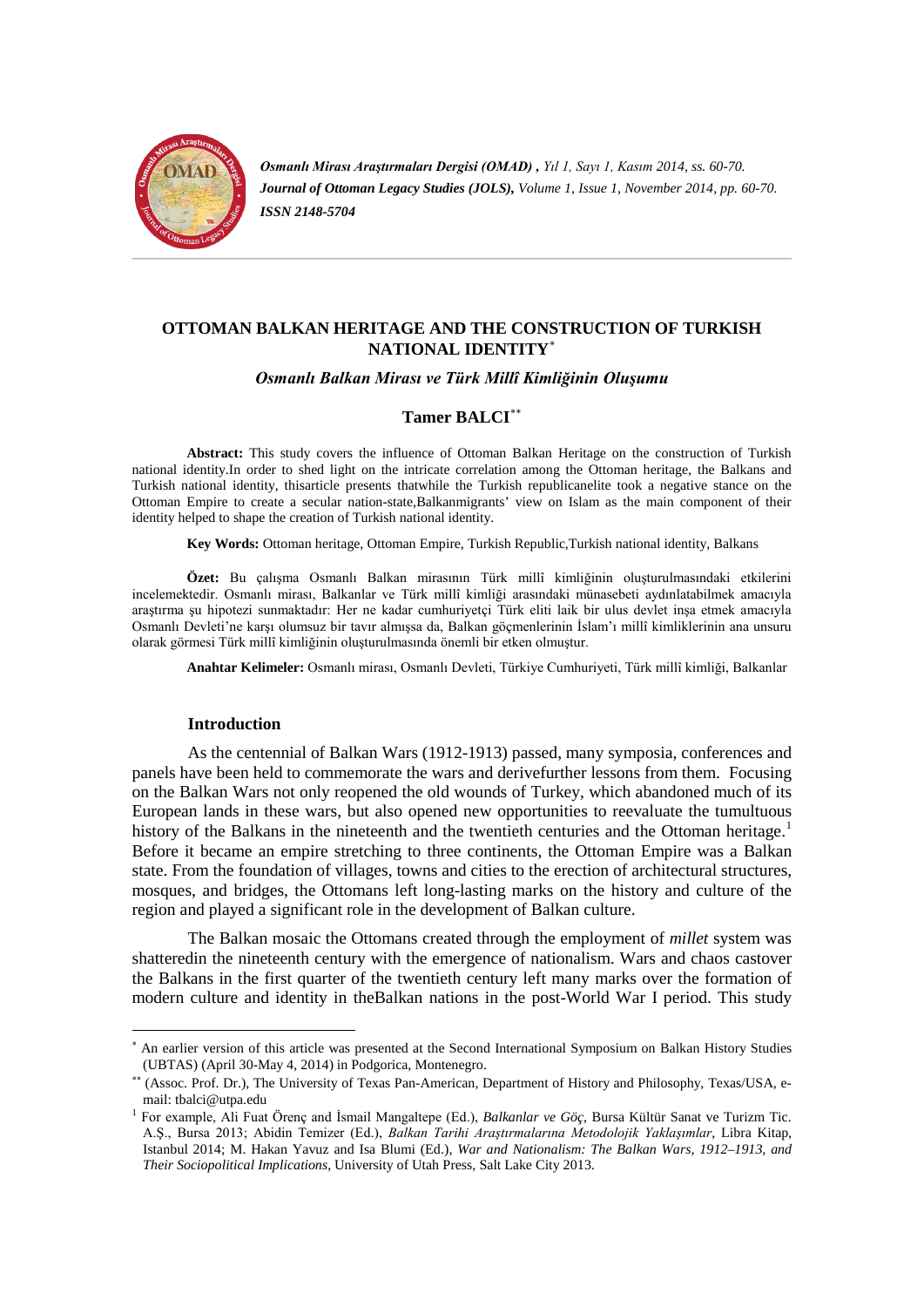# OTTOMAN BALKAN HERITAGE AND THE CONSTRUCTION OF TURKISH NATIONAL IDENTITY[*]

### *Osmanlı Balkan Mirası ve Türk Millî Kimliğinin Oluşumu*

### Tamer BALCI[**]

**Abstract:** This study covers the influence of Ottoman Balkan Heritage on the construction of Turkish national identity.In order to shed light on the intricate correlation among the Ottoman heritage, the Balkans and Turkish national identity, thisarticle presents thatwhile the Turkish republicanelite took a negative stance on the Ottoman Empire to create a secular nation-state,Balkanmigrants' view on Islam as the main component of their identity helped to shape the creation of Turkish national identity.

**Key Words:** Ottoman heritage, Ottoman Empire, Turkish Republic,Turkish national identity, Balkans

**Özet:** Bu çalışma Osmanlı Balkan mirasının Türk millî kimliğinin oluşturulmasındaki etkilerini incelemektedir. Osmanlı mirası, Balkanlar ve Türk millî kimliği arasındaki münasebeti aydınlatabilmek amacıyla araştırma şu hipotezi sunmaktadır: Her ne kadar cumhuriyetçi Türk elitі laik bir ulus devlet inşa etmek amacıyla Osmanlı Devleti'ne karşı olumsuz bir tavır almışsa da, Balkan göçmenlerinin İslam'ı millî kimliklerinin ana unsuru olarak görmesi Türk millî kimliğinin oluşturulmasında önemli bir etken olmuştur.

**Anahtar Kelimeler:** Osmanlı mirası, Osmanlı Devleti, Türkiye Cumhuriyeti, Türk millî kimliği, Balkanlar

## Introduction

As the centennial of Balkan Wars (1912-1913) passed, many symposia, conferences and panels have been held to commemorate the wars and derivefurther lessons from them. Focusing on the Balkan Wars not only reopened the old wounds of Turkey, which abandoned much of its European lands in these wars, but also opened new opportunities to reevaluate the tumultuous history of the Balkans in the nineteenth and the twentieth centuries and the Ottoman heritage.[1] Before it became an empire stretching to three continents, the Ottoman Empire was a Balkan state. From the foundation of villages, towns and cities to the erection of architectural structures, mosques, and bridges, the Ottomans left long-lasting marks on the history and culture of the region and played a significant role in the development of Balkan culture.

The Balkan mosaic the Ottomans created through the employment of *millet* system was shatteredin the nineteenth century with the emergence of nationalism. Wars and chaos castover the Balkans in the first quarter of the twentieth century left many marks over the formation of modern culture and identity in theBalkan nations in the post-World War I period. This study

---

[*] An earlier version of this article was presented at the Second International Symposium on Balkan History Studies (UBTAS) (April 30-May 4, 2014) in Podgorica, Montenegro.

[**] (Assoc. Prof. Dr.), The University of Texas Pan-American, Department of History and Philosophy, Texas/USA, e-mail: tbalci@utpa.edu

[1] For example, Ali Fuat Örenç and İsmail Mangaltepe (Ed.), *Balkanlar ve Göç*, Bursa Kültür Sanat ve Turizm Tic. A.Ş., Bursa 2013; Abidin Temizer (Ed.), *Balkan Tarihi Araştırmalarına Metodolojik Yaklaşımlar*, Libra Kitap, Istanbul 2014; M. Hakan Yavuz and Isa Blumi (Ed.), *War and Nationalism: The Balkan Wars, 1912–1913, and Their Sociopolitical Implications*, University of Utah Press, Salt Lake City 2013.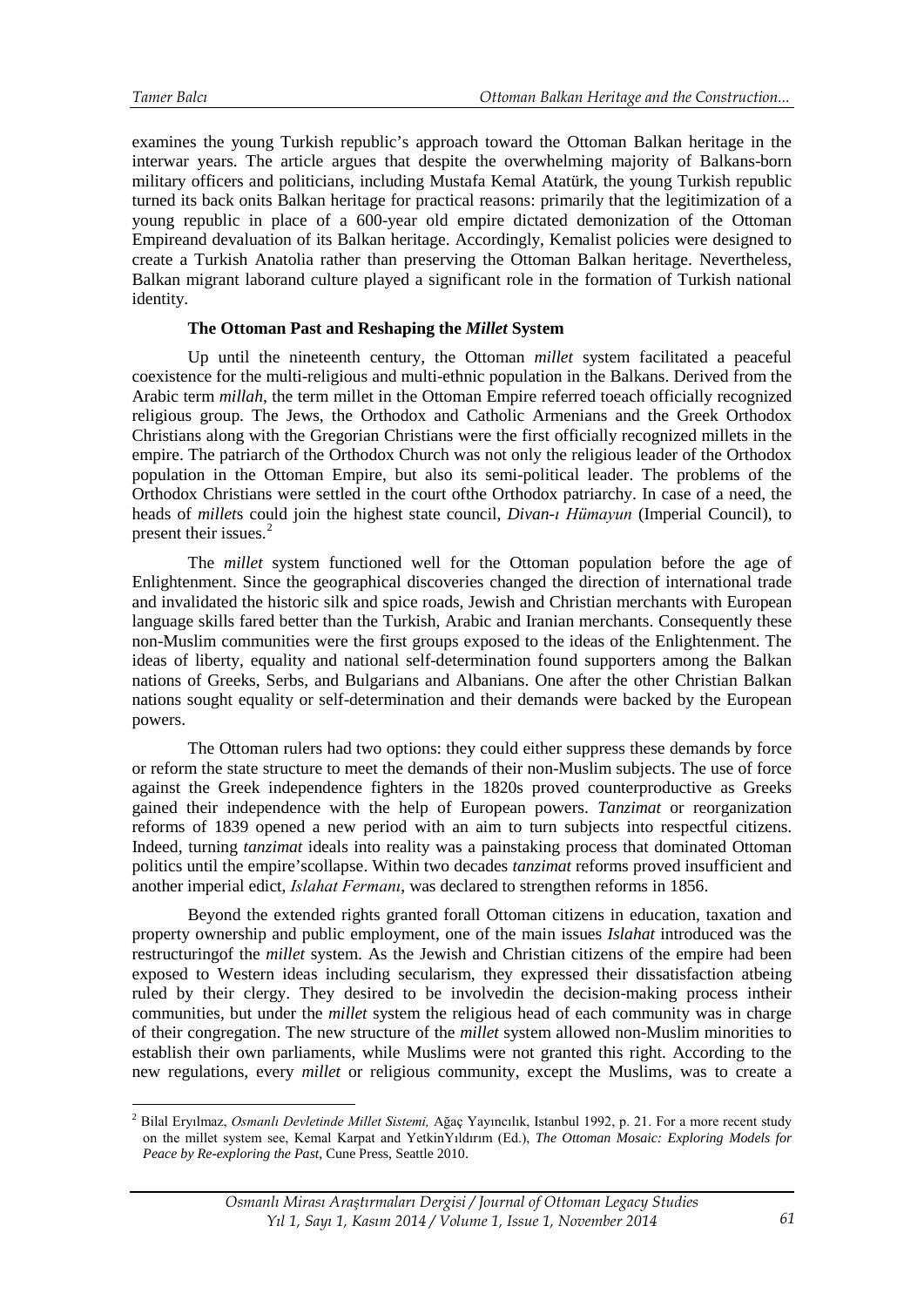examines the young Turkish republic's approach toward the Ottoman Balkan heritage in the interwar years. The article argues that despite the overwhelming majority of Balkans-born military officers and politicians, including Mustafa Kemal Atatürk, the young Turkish republic turned its back onits Balkan heritage for practical reasons: primarily that the legitimization of a young republic in place of a 600-year old empire dictated demonization of the Ottoman Empireand devaluation of its Balkan heritage. Accordingly, Kemalist policies were designed to create a Turkish Anatolia rather than preserving the Ottoman Balkan heritage. Nevertheless, Balkan migrant laborand culture played a significant role in the formation of Turkish national identity.

### The Ottoman Past and Reshaping the *Millet* System

Up until the nineteenth century, the Ottoman *millet* system facilitated a peaceful coexistence for the multi-religious and multi-ethnic population in the Balkans. Derived from the Arabic term *millah*, the term millet in the Ottoman Empire referred toeach officially recognized religious group. The Jews, the Orthodox and Catholic Armenians and the Greek Orthodox Christians along with the Gregorian Christians were the first officially recognized millets in the empire. The patriarch of the Orthodox Church was not only the religious leader of the Orthodox population in the Ottoman Empire, but also its semi-political leader. The problems of the Orthodox Christians were settled in the court ofthe Orthodox patriarchy. In case of a need, the heads of *millet*s could join the highest state council, *Divan-ı Hümayun* (Imperial Council), to present their issues.[2]

The *millet* system functioned well for the Ottoman population before the age of Enlightenment. Since the geographical discoveries changed the direction of international trade and invalidated the historic silk and spice roads, Jewish and Christian merchants with European language skills fared better than the Turkish, Arabic and Iranian merchants. Consequently these non-Muslim communities were the first groups exposed to the ideas of the Enlightenment. The ideas of liberty, equality and national self-determination found supporters among the Balkan nations of Greeks, Serbs, and Bulgarians and Albanians. One after the other Christian Balkan nations sought equality or self-determination and their demands were backed by the European powers.

The Ottoman rulers had two options: they could either suppress these demands by force or reform the state structure to meet the demands of their non-Muslim subjects. The use of force against the Greek independence fighters in the 1820s proved counterproductive as Greeks gained their independence with the help of European powers. *Tanzimat* or reorganization reforms of 1839 opened a new period with an aim to turn subjects into respectful citizens. Indeed, turning *tanzimat* ideals into reality was a painstaking process that dominated Ottoman politics until the empire'scollapse. Within two decades *tanzimat* reforms proved insufficient and another imperial edict, *Islahat Fermanı*, was declared to strengthen reforms in 1856.

Beyond the extended rights granted forall Ottoman citizens in education, taxation and property ownership and public employment, one of the main issues *Islahat* introduced was the restructuringof the *millet* system. As the Jewish and Christian citizens of the empire had been exposed to Western ideas including secularism, they expressed their dissatisfaction atbeing ruled by their clergy. They desired to be involvedin the decision-making process intheir communities, but under the *millet* system the religious head of each community was in charge of their congregation. The new structure of the *millet* system allowed non-Muslim minorities to establish their own parliaments, while Muslims were not granted this right. According to the new regulations, every *millet* or religious community, except the Muslims, was to create a

---

[2] Bilal Eryılmaz, *Osmanlı Devletinde Millet Sistemi,* Ağaç Yayıncılık, Istanbul 1992, p. 21. For a more recent study on the millet system see, Kemal Karpat and YetkinYıldırım (Ed.), *The Ottoman Mosaic: Exploring Models for Peace by Re-exploring the Past*, Cune Press, Seattle 2010.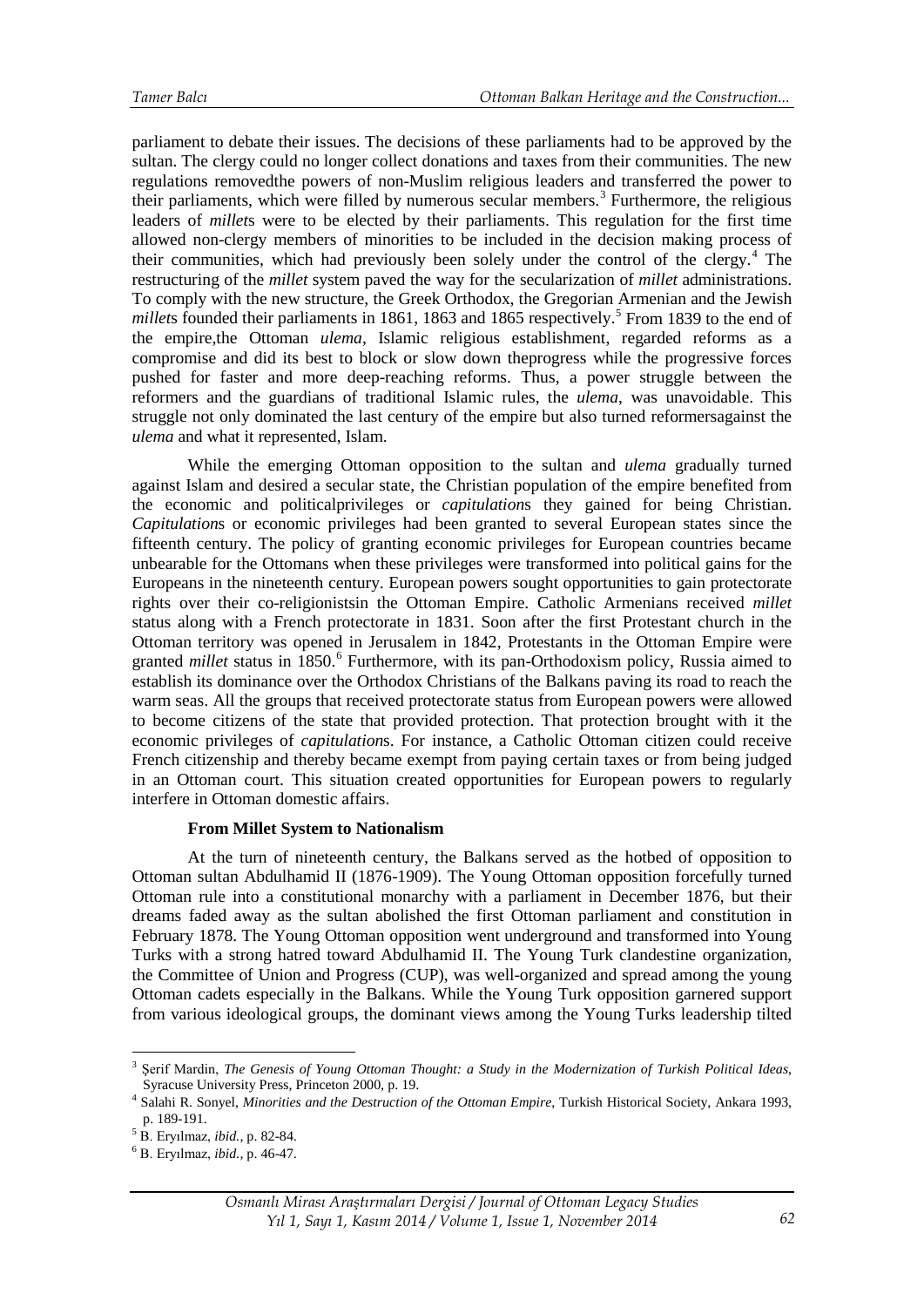parliament to debate their issues. The decisions of these parliaments had to be approved by the sultan. The clergy could no longer collect donations and taxes from their communities. The new regulations removedthe powers of non-Muslim religious leaders and transferred the power to their parliaments, which were filled by numerous secular members.[3] Furthermore, the religious leaders of *millet*s were to be elected by their parliaments. This regulation for the first time allowed non-clergy members of minorities to be included in the decision making process of their communities, which had previously been solely under the control of the clergy.[4] The restructuring of the *millet* system paved the way for the secularization of *millet* administrations. To comply with the new structure, the Greek Orthodox, the Gregorian Armenian and the Jewish *millet*s founded their parliaments in 1861, 1863 and 1865 respectively.[5] From 1839 to the end of the empire,the Ottoman *ulema*, Islamic religious establishment, regarded reforms as a compromise and did its best to block or slow down theprogress while the progressive forces pushed for faster and more deep-reaching reforms. Thus, a power struggle between the reformers and the guardians of traditional Islamic rules, the *ulema*, was unavoidable. This struggle not only dominated the last century of the empire but also turned reformersagainst the *ulema* and what it represented, Islam.

While the emerging Ottoman opposition to the sultan and *ulema* gradually turned against Islam and desired a secular state, the Christian population of the empire benefited from the economic and politicalprivileges or *capitulation*s they gained for being Christian. *Capitulation*s or economic privileges had been granted to several European states since the fifteenth century. The policy of granting economic privileges for European countries became unbearable for the Ottomans when these privileges were transformed into political gains for the Europeans in the nineteenth century. European powers sought opportunities to gain protectorate rights over their co-religionistsin the Ottoman Empire. Catholic Armenians received *millet* status along with a French protectorate in 1831. Soon after the first Protestant church in the Ottoman territory was opened in Jerusalem in 1842, Protestants in the Ottoman Empire were granted *millet* status in 1850.[6] Furthermore, with its pan-Orthodoxism policy, Russia aimed to establish its dominance over the Orthodox Christians of the Balkans paving its road to reach the warm seas. All the groups that received protectorate status from European powers were allowed to become citizens of the state that provided protection. That protection brought with it the economic privileges of *capitulation*s. For instance, a Catholic Ottoman citizen could receive French citizenship and thereby became exempt from paying certain taxes or from being judged in an Ottoman court. This situation created opportunities for European powers to regularly interfere in Ottoman domestic affairs.

### From Millet System to Nationalism

At the turn of nineteenth century, the Balkans served as the hotbed of opposition to Ottoman sultan Abdulhamid II (1876-1909). The Young Ottoman opposition forcefully turned Ottoman rule into a constitutional monarchy with a parliament in December 1876, but their dreams faded away as the sultan abolished the first Ottoman parliament and constitution in February 1878. The Young Ottoman opposition went underground and transformed into Young Turks with a strong hatred toward Abdulhamid II. The Young Turk clandestine organization, the Committee of Union and Progress (CUP), was well-organized and spread among the young Ottoman cadets especially in the Balkans. While the Young Turk opposition garnered support from various ideological groups, the dominant views among the Young Turks leadership tilted

---

[3] Şerif Mardin, *The Genesis of Young Ottoman Thought: a Study in the Modernization of Turkish Political Ideas*, Syracuse University Press, Princeton 2000, p. 19.

[4] Salahi R. Sonyel, *Minorities and the Destruction of the Ottoman Empire*, Turkish Historical Society, Ankara 1993, p. 189-191.

[5] B. Eryılmaz, *ibid.*, p. 82-84.

[6] B. Eryılmaz, *ibid.*, p. 46-47.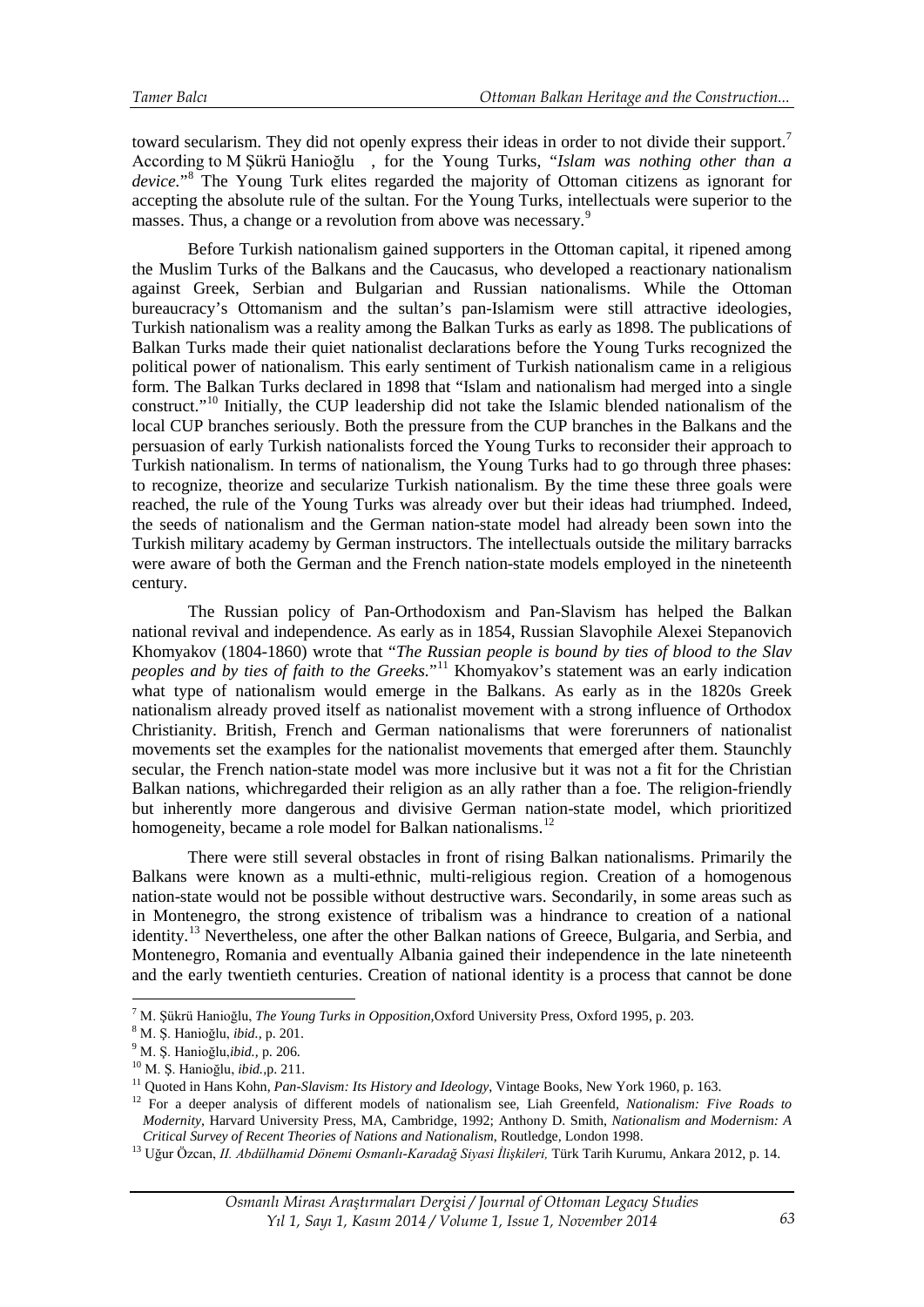toward secularism. They did not openly express their ideas in order to not divide their support.[7] According to M Şükrü Hanioğlu , for the Young Turks, "*Islam was nothing other than a device.*"[8] The Young Turk elites regarded the majority of Ottoman citizens as ignorant for accepting the absolute rule of the sultan. For the Young Turks, intellectuals were superior to the masses. Thus, a change or a revolution from above was necessary.[9]

Before Turkish nationalism gained supporters in the Ottoman capital, it ripened among the Muslim Turks of the Balkans and the Caucasus, who developed a reactionary nationalism against Greek, Serbian and Bulgarian and Russian nationalisms. While the Ottoman bureaucracy's Ottomanism and the sultan's pan-Islamism were still attractive ideologies, Turkish nationalism was a reality among the Balkan Turks as early as 1898. The publications of Balkan Turks made their quiet nationalist declarations before the Young Turks recognized the political power of nationalism. This early sentiment of Turkish nationalism came in a religious form. The Balkan Turks declared in 1898 that "Islam and nationalism had merged into a single construct."[10] Initially, the CUP leadership did not take the Islamic blended nationalism of the local CUP branches seriously. Both the pressure from the CUP branches in the Balkans and the persuasion of early Turkish nationalists forced the Young Turks to reconsider their approach to Turkish nationalism. In terms of nationalism, the Young Turks had to go through three phases: to recognize, theorize and secularize Turkish nationalism. By the time these three goals were reached, the rule of the Young Turks was already over but their ideas had triumphed. Indeed, the seeds of nationalism and the German nation-state model had already been sown into the Turkish military academy by German instructors. The intellectuals outside the military barracks were aware of both the German and the French nation-state models employed in the nineteenth century.

The Russian policy of Pan-Orthodoxism and Pan-Slavism has helped the Balkan national revival and independence. As early as in 1854, Russian Slavophile Alexei Stepanovich Khomyakov (1804-1860) wrote that "*The Russian people is bound by ties of blood to the Slav peoples and by ties of faith to the Greeks.*"[11] Khomyakov's statement was an early indication what type of nationalism would emerge in the Balkans. As early as in the 1820s Greek nationalism already proved itself as nationalist movement with a strong influence of Orthodox Christianity. British, French and German nationalisms that were forerunners of nationalist movements set the examples for the nationalist movements that emerged after them. Staunchly secular, the French nation-state model was more inclusive but it was not a fit for the Christian Balkan nations, whichregarded their religion as an ally rather than a foe. The religion-friendly but inherently more dangerous and divisive German nation-state model, which prioritized homogeneity, became a role model for Balkan nationalisms.[12]

There were still several obstacles in front of rising Balkan nationalisms. Primarily the Balkans were known as a multi-ethnic, multi-religious region. Creation of a homogenous nation-state would not be possible without destructive wars. Secondarily, in some areas such as in Montenegro, the strong existence of tribalism was a hindrance to creation of a national identity.[13] Nevertheless, one after the other Balkan nations of Greece, Bulgaria, and Serbia, and Montenegro, Romania and eventually Albania gained their independence in the late nineteenth and the early twentieth centuries. Creation of national identity is a process that cannot be done

---

[7] M. Şükrü Hanioğlu, *The Young Turks in Opposition*,Oxford University Press, Oxford 1995, p. 203.

[8] M. Ş. Hanioğlu, *ibid.*, p. 201.

[9] M. Ş. Hanioğlu,*ibid.*, p. 206.

[10] M. Ş. Hanioğlu, *ibid.*,p. 211.

[11] Quoted in Hans Kohn, *Pan-Slavism: Its History and Ideology*, Vintage Books, New York 1960, p. 163.

[12] For a deeper analysis of different models of nationalism see, Liah Greenfeld, *Nationalism: Five Roads to Modernity*, Harvard University Press, MA, Cambridge, 1992; Anthony D. Smith, *Nationalism and Modernism: A Critical Survey of Recent Theories of Nations and Nationalism*, Routledge, London 1998.

[13] Uğur Özcan, *II. Abdülhamid Dönemi Osmanlı-Karadağ Siyasi İlişkileri,* Türk Tarih Kurumu, Ankara 2012, p. 14.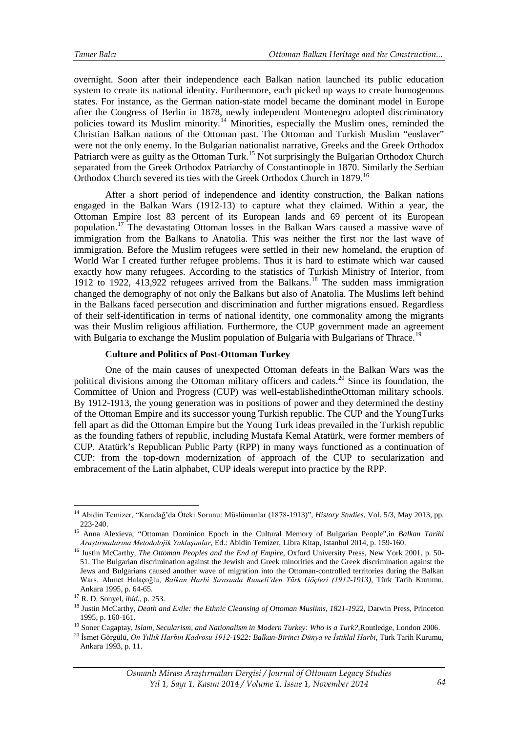overnight. Soon after their independence each Balkan nation launched its public education system to create its national identity. Furthermore, each picked up ways to create homogenous states. For instance, as the German nation-state model became the dominant model in Europe after the Congress of Berlin in 1878, newly independent Montenegro adopted discriminatory policies toward its Muslim minority.[14] Minorities, especially the Muslim ones, reminded the Christian Balkan nations of the Ottoman past. The Ottoman and Turkish Muslim "enslaver" were not the only enemy. In the Bulgarian nationalist narrative, Greeks and the Greek Orthodox Patriarch were as guilty as the Ottoman Turk.[15] Not surprisingly the Bulgarian Orthodox Church separated from the Greek Orthodox Patriarchy of Constantinople in 1870. Similarly the Serbian Orthodox Church severed its ties with the Greek Orthodox Church in 1879.[16]

After a short period of independence and identity construction, the Balkan nations engaged in the Balkan Wars (1912-13) to capture what they claimed. Within a year, the Ottoman Empire lost 83 percent of its European lands and 69 percent of its European population.[17] The devastating Ottoman losses in the Balkan Wars caused a massive wave of immigration from the Balkans to Anatolia. This was neither the first nor the last wave of immigration. Before the Muslim refugees were settled in their new homeland, the eruption of World War I created further refugee problems. Thus it is hard to estimate which war caused exactly how many refugees. According to the statistics of Turkish Ministry of Interior, from 1912 to 1922, 413,922 refugees arrived from the Balkans.[18] The sudden mass immigration changed the demography of not only the Balkans but also of Anatolia. The Muslims left behind in the Balkans faced persecution and discrimination and further migrations ensued. Regardless of their self-identification in terms of national identity, one commonality among the migrants was their Muslim religious affiliation. Furthermore, the CUP government made an agreement with Bulgaria to exchange the Muslim population of Bulgaria with Bulgarians of Thrace.[19]

### Culture and Politics of Post-Ottoman Turkey

One of the main causes of unexpected Ottoman defeats in the Balkan Wars was the political divisions among the Ottoman military officers and cadets.[20] Since its foundation, the Committee of Union and Progress (CUP) was well-establishedintheOttoman military schools. By 1912-1913, the young generation was in positions of power and they determined the destiny of the Ottoman Empire and its successor young Turkish republic. The CUP and the YoungTurks fell apart as did the Ottoman Empire but the Young Turk ideas prevailed in the Turkish republic as the founding fathers of republic, including Mustafa Kemal Atatürk, were former members of CUP. Atatürk's Republican Public Party (RPP) in many ways functioned as a continuation of CUP: from the top-down modernization of approach of the CUP to secularization and embracement of the Latin alphabet, CUP ideals wereput into practice by the RPP.

---

[14] Abidin Temizer, "Karadağ'da Öteki Sorunu: Müslümanlar (1878-1913)", *History Studies*, Vol. 5/3, May 2013, pp. 223-240.

[15] Anna Alexieva, "Ottoman Dominion Epoch in the Cultural Memory of Bulgarian People",in *Balkan Tarihi Araştırmalarına Metodolojik Yaklaşımlar*, Ed.: Abidin Temizer, Libra Kitap, Istanbul 2014, p. 159-160.

[16] Justin McCarthy, *The Ottoman Peoples and the End of Empire*, Oxford University Press, New York 2001, p. 50-51. The Bulgarian discrimination against the Jewish and Greek minorities and the Greek discrimination against the Jews and Bulgarians caused another wave of migration into the Ottoman-controlled territories during the Balkan Wars. Ahmet Halaçoğlu, *Balkan Harbi Sırasında Rumeli'den Türk Göçleri (1912-1913)*, Türk Tarih Kurumu, Ankara 1995, p. 64-65.

[17] R. D. Sonyel, *ibid.*, p. 253.

[18] Justin McCarthy, *Death and Exile: the Ethnic Cleansing of Ottoman Muslims, 1821-1922*, Darwin Press, Princeton 1995, p. 160-161.

[19] Soner Cagaptay, *Islam, Secularism, and Nationalism in Modern Turkey: Who is a Turk?*,Routledge, London 2006.

[20] İsmet Görgülü, *On Yıllık Harbin Kadrosu 1912-1922: Balkan-Birinci Dünya ve İstiklal Harbi*, Türk Tarih Kurumu, Ankara 1993, p. 11.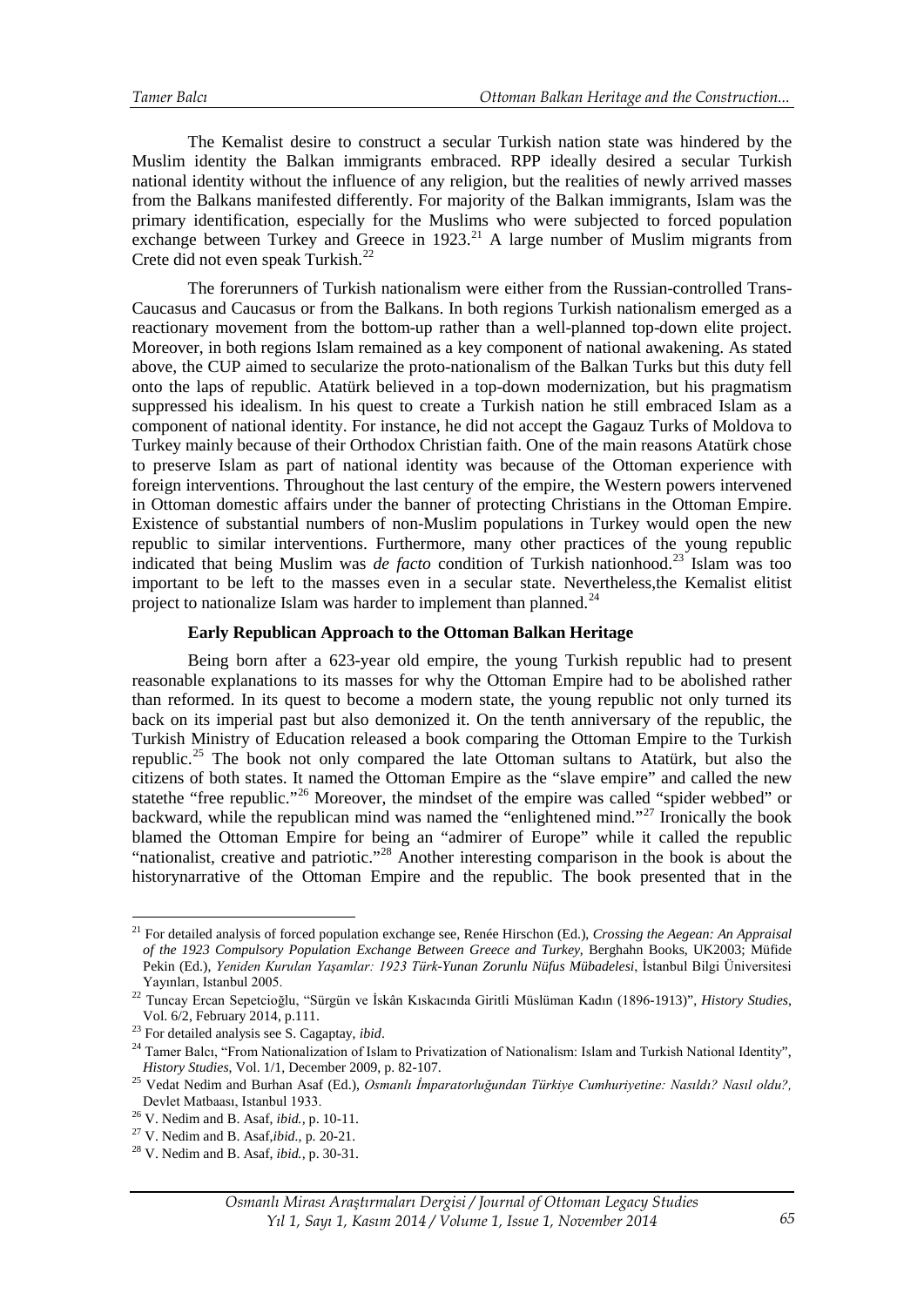The Kemalist desire to construct a secular Turkish nation state was hindered by the Muslim identity the Balkan immigrants embraced. RPP ideally desired a secular Turkish national identity without the influence of any religion, but the realities of newly arrived masses from the Balkans manifested differently. For majority of the Balkan immigrants, Islam was the primary identification, especially for the Muslims who were subjected to forced population exchange between Turkey and Greece in 1923.[21] A large number of Muslim migrants from Crete did not even speak Turkish.[22]

The forerunners of Turkish nationalism were either from the Russian-controlled Trans-Caucasus and Caucasus or from the Balkans. In both regions Turkish nationalism emerged as a reactionary movement from the bottom-up rather than a well-planned top-down elite project. Moreover, in both regions Islam remained as a key component of national awakening. As stated above, the CUP aimed to secularize the proto-nationalism of the Balkan Turks but this duty fell onto the laps of republic. Atatürk believed in a top-down modernization, but his pragmatism suppressed his idealism. In his quest to create a Turkish nation he still embraced Islam as a component of national identity. For instance, he did not accept the Gagauz Turks of Moldova to Turkey mainly because of their Orthodox Christian faith. One of the main reasons Atatürk chose to preserve Islam as part of national identity was because of the Ottoman experience with foreign interventions. Throughout the last century of the empire, the Western powers intervened in Ottoman domestic affairs under the banner of protecting Christians in the Ottoman Empire. Existence of substantial numbers of non-Muslim populations in Turkey would open the new republic to similar interventions. Furthermore, many other practices of the young republic indicated that being Muslim was *de facto* condition of Turkish nationhood.[23] Islam was too important to be left to the masses even in a secular state. Nevertheless,the Kemalist elitist project to nationalize Islam was harder to implement than planned.[24]

**Early Republican Approach to the Ottoman Balkan Heritage**

Being born after a 623-year old empire, the young Turkish republic had to present reasonable explanations to its masses for why the Ottoman Empire had to be abolished rather than reformed. In its quest to become a modern state, the young republic not only turned its back on its imperial past but also demonized it. On the tenth anniversary of the republic, the Turkish Ministry of Education released a book comparing the Ottoman Empire to the Turkish republic.[25] The book not only compared the late Ottoman sultans to Atatürk, but also the citizens of both states. It named the Ottoman Empire as the "slave empire" and called the new statethe "free republic."[26] Moreover, the mindset of the empire was called "spider webbed" or backward, while the republican mind was named the "enlightened mind."[27] Ironically the book blamed the Ottoman Empire for being an "admirer of Europe" while it called the republic "nationalist, creative and patriotic."[28] Another interesting comparison in the book is about the historynarrative of the Ottoman Empire and the republic. The book presented that in the

---

[21] For detailed analysis of forced population exchange see, Renée Hirschon (Ed.), *Crossing the Aegean: An Appraisal of the 1923 Compulsory Population Exchange Between Greece and Turkey*, Berghahn Books, UK2003; Müfide Pekin (Ed.), *Yeniden Kurulan Yaşamlar: 1923 Türk-Yunan Zorunlu Nüfus Mübadelesi*, İstanbul Bilgi Üniversitesi Yayınları, Istanbul 2005.

[22] Tuncay Ercan Sepetcioğlu, "Sürgün ve İskân Kıskacında Giritli Müslüman Kadın (1896-1913)", *History Studies*, Vol. 6/2, February 2014, p.111.

[23] For detailed analysis see S. Cagaptay, *ibid*.

[24] Tamer Balcı, "From Nationalization of Islam to Privatization of Nationalism: Islam and Turkish National Identity", *History Studies*, Vol. 1/1, December 2009, p. 82-107.

[25] Vedat Nedim and Burhan Asaf (Ed.), *Osmanlı İmparatorluğundan Türkiye Cumhuriyetine: Nasıldı? Nasıl oldu?,* Devlet Matbaası, Istanbul 1933.

[26] V. Nedim and B. Asaf, *ibid.*, p. 10-11.

[27] V. Nedim and B. Asaf,*ibid.*, p. 20-21.

[28] V. Nedim and B. Asaf, *ibid.*, p. 30-31.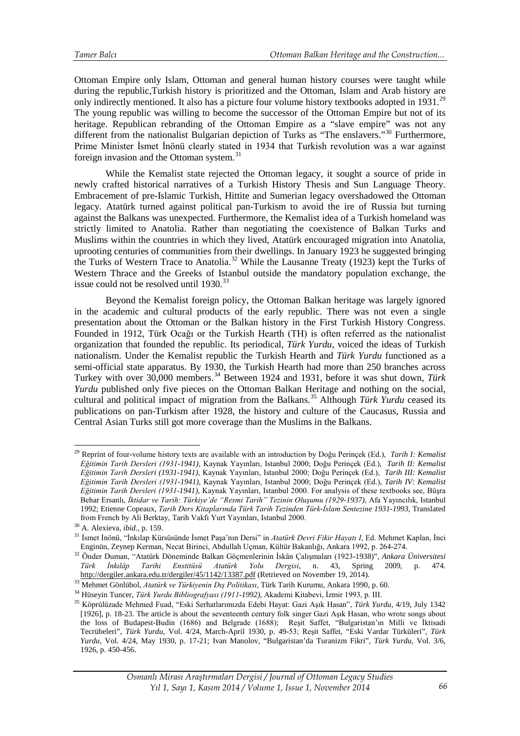Ottoman Empire only Islam, Ottoman and general human history courses were taught while during the republic,Turkish history is prioritized and the Ottoman, Islam and Arab history are only indirectly mentioned. It also has a picture four volume history textbooks adopted in 1931.[29] The young republic was willing to become the successor of the Ottoman Empire but not of its heritage. Republican rebranding of the Ottoman Empire as a "slave empire" was not any different from the nationalist Bulgarian depiction of Turks as "The enslavers."[30] Furthermore, Prime Minister İsmet İnönü clearly stated in 1934 that Turkish revolution was a war against foreign invasion and the Ottoman system.[31]

While the Kemalist state rejected the Ottoman legacy, it sought a source of pride in newly crafted historical narratives of a Turkish History Thesis and Sun Language Theory. Embracement of pre-Islamic Turkish, Hittite and Sumerian legacy overshadowed the Ottoman legacy. Atatürk turned against political pan-Turkism to avoid the ire of Russia but turning against the Balkans was unexpected. Furthermore, the Kemalist idea of a Turkish homeland was strictly limited to Anatolia. Rather than negotiating the coexistence of Balkan Turks and Muslims within the countries in which they lived, Atatürk encouraged migration into Anatolia, uprooting centuries of communities from their dwellings. In January 1923 he suggested bringing the Turks of Western Trace to Anatolia.[32] While the Lausanne Treaty (1923) kept the Turks of Western Thrace and the Greeks of Istanbul outside the mandatory population exchange, the issue could not be resolved until 1930.[33]

Beyond the Kemalist foreign policy, the Ottoman Balkan heritage was largely ignored in the academic and cultural products of the early republic. There was not even a single presentation about the Ottoman or the Balkan history in the First Turkish History Congress. Founded in 1912, Türk Ocağı or the Turkish Hearth (TH) is often referred as the nationalist organization that founded the republic. Its periodical, *Türk Yurdu*, voiced the ideas of Turkish nationalism. Under the Kemalist republic the Turkish Hearth and *Türk Yurdu* functioned as a semi-official state apparatus. By 1930, the Turkish Hearth had more than 250 branches across Turkey with over 30,000 members.[34] Between 1924 and 1931, before it was shut down, *Türk Yurdu* published only five pieces on the Ottoman Balkan Heritage and nothing on the social, cultural and political impact of migration from the Balkans.[35] Although *Türk Yurdu* ceased its publications on pan-Turkism after 1928, the history and culture of the Caucasus, Russia and Central Asian Turks still got more coverage than the Muslims in the Balkans.

---

[29] Reprint of four-volume history texts are available with an introduction by Doğu Perinçek (Ed.), *Tarih I: Kemalist Eğitimin Tarih Dersleri (1931-1941)*, Kaynak Yayınları, Istanbul 2000; Doğu Perinçek (Ed.), *Tarih II: Kemalist Eğitimin Tarih Dersleri (1931-1941)*, Kaynak Yayınları, Istanbul 2000; Doğu Perinçek (Ed.), *Tarih III: Kemalist Eğitimin Tarih Dersleri (1931-1941)*, Kaynak Yayınları, Istanbul 2000; Doğu Perinçek (Ed.), *Tarih IV: Kemalist Eğitimin Tarih Dersleri (1931-1941)*, Kaynak Yayınları, Istanbul 2000. For analysis of these textbooks see, Büşra Behar Ersanlı, *İktidar ve Tarih: Türkiye'de "Resmi Tarih" Tezinin Oluşumu (1929-1937)*, Afa Yayıncılık, Istanbul 1992; Etienne Copeaux, *Tarih Ders Kitaplarında Türk Tarih Tezinden Türk-İslam Sentezine 1931-1993*, Translated from French by Ali Berktay, Tarih Vakfı Yurt Yayınları, Istanbul 2000.

[30] A. Alexieva, *ibid.*, p. 159.

[31] İsmet İnönü, "İnkılap Kürsüsünde İsmet Paşa'nın Dersi" in *Atatürk Devri Fikir Hayatı I*, Ed. Mehmet Kaplan, İnci Enginün, Zeynep Kerman, Necat Birinci, Abdullah Uçman, Kültür Bakanlığı, Ankara 1992, p. 264-274.

[32] Önder Duman, "Atatürk Döneminde Balkan Göçmenlerinin İskân Çalışmaları (1923-1938)", *Ankara Üniversitesi Türk İnkılâp Tarihi Enstitüsü Atatürk Yolu Dergisi*, n. 43, Spring 2009, p. 474. http://dergiler.ankara.edu.tr/dergiler/45/1142/13387.pdf (Retrieved on November 19, 2014).

[33] Mehmet Gönlübol, *Atatürk ve Türkiyenin Dış Politikası*, Türk Tarih Kurumu, Ankara 1990, p. 60.

[34] Hüseyin Tuncer, *Türk Yurdu Bibliografyası (1911-1992)*, Akademi Kitabevi, İzmir 1993, p. III.

[35] Köprülüzade Mehmed Fuad, "Eski Serhatlarımızda Edebi Hayat: Gazi Aşık Hasan", *Türk Yurdu*, 4/19, July 1342 [1926], p. 18-23. The article is about the seventeenth century folk singer Gazi Aşık Hasan, who wrote songs about the loss of Budapest-Budin (1686) and Belgrade (1688); Reşit Saffet, "Bulgaristan'ın Milli ve İktisadi Tecrübeleri", *Türk Yurdu*, Vol. 4/24, March-April 1930, p. 49-53; Reşit Saffet, "Eski Vardar Türküleri", *Türk Yurdu*, Vol. 4/24, May 1930, p. 17-21; Ivan Manolov, "Bulgaristan'da Turanizm Fikri", *Türk Yurdu*, Vol. 3/6, 1926, p. 450-456.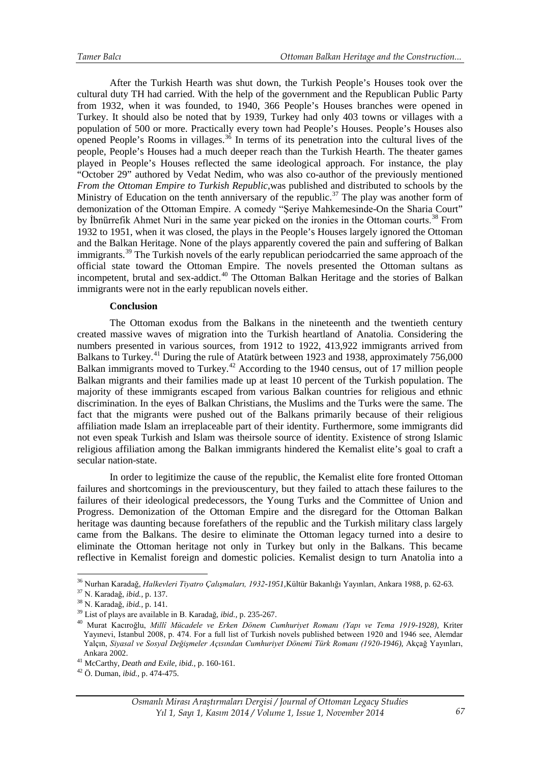After the Turkish Hearth was shut down, the Turkish People's Houses took over the cultural duty TH had carried. With the help of the government and the Republican Public Party from 1932, when it was founded, to 1940, 366 People's Houses branches were opened in Turkey. It should also be noted that by 1939, Turkey had only 403 towns or villages with a population of 500 or more. Practically every town had People's Houses. People's Houses also opened People's Rooms in villages.[36] In terms of its penetration into the cultural lives of the people, People's Houses had a much deeper reach than the Turkish Hearth. The theater games played in People's Houses reflected the same ideological approach. For instance, the play "October 29" authored by Vedat Nedim, who was also co-author of the previously mentioned *From the Ottoman Empire to Turkish Republic*,was published and distributed to schools by the Ministry of Education on the tenth anniversary of the republic.[37] The play was another form of demonization of the Ottoman Empire. A comedy "Şeriye Mahkemesinde-On the Sharia Court" by İbnürrefik Ahmet Nuri in the same year picked on the ironies in the Ottoman courts.[38] From 1932 to 1951, when it was closed, the plays in the People's Houses largely ignored the Ottoman and the Balkan Heritage. None of the plays apparently covered the pain and suffering of Balkan immigrants.[39] The Turkish novels of the early republican periodcarried the same approach of the official state toward the Ottoman Empire. The novels presented the Ottoman sultans as incompetent, brutal and sex-addict.[40] The Ottoman Balkan Heritage and the stories of Balkan immigrants were not in the early republican novels either.

**Conclusion**

The Ottoman exodus from the Balkans in the nineteenth and the twentieth century created massive waves of migration into the Turkish heartland of Anatolia. Considering the numbers presented in various sources, from 1912 to 1922, 413,922 immigrants arrived from Balkans to Turkey.[41] During the rule of Atatürk between 1923 and 1938, approximately 756,000 Balkan immigrants moved to Turkey.[42] According to the 1940 census, out of 17 million people Balkan migrants and their families made up at least 10 percent of the Turkish population. The majority of these immigrants escaped from various Balkan countries for religious and ethnic discrimination. In the eyes of Balkan Christians, the Muslims and the Turks were the same. The fact that the migrants were pushed out of the Balkans primarily because of their religious affiliation made Islam an irreplaceable part of their identity. Furthermore, some immigrants did not even speak Turkish and Islam was theirsole source of identity. Existence of strong Islamic religious affiliation among the Balkan immigrants hindered the Kemalist elite's goal to craft a secular nation-state.

In order to legitimize the cause of the republic, the Kemalist elite fore fronted Ottoman failures and shortcomings in the previouscentury, but they failed to attach these failures to the failures of their ideological predecessors, the Young Turks and the Committee of Union and Progress. Demonization of the Ottoman Empire and the disregard for the Ottoman Balkan heritage was daunting because forefathers of the republic and the Turkish military class largely came from the Balkans. The desire to eliminate the Ottoman legacy turned into a desire to eliminate the Ottoman heritage not only in Turkey but only in the Balkans. This became reflective in Kemalist foreign and domestic policies. Kemalist design to turn Anatolia into a

---

[36] Nurhan Karadağ, *Halkevleri Tiyatro Çalışmaları, 1932-1951*,Kültür Bakanlığı Yayınları, Ankara 1988, p. 62-63.

[37] N. Karadağ, *ibid.*, p. 137.

[38] N. Karadağ, *ibid.*, p. 141.

[39] List of plays are available in B. Karadağ, *ibid.*, p. 235-267.

[40] Murat Kacıroğlu, *Millî Mücadele ve Erken Dönem Cumhuriyet Romanı (Yapı ve Tema 1919-1928)*, Kriter Yayınevi, Istanbul 2008, p. 474. For a full list of Turkish novels published between 1920 and 1946 see, Alemdar Yalçın, *Siyasal ve Sosyal Değişmeler Açısından Cumhuriyet Dönemi Türk Romanı (1920-1946)*, Akçağ Yayınları, Ankara 2002.

[41] McCarthy, *Death and Exile, ibid.*, p. 160-161.

[42] Ö. Duman, *ibid.*, p. 474-475.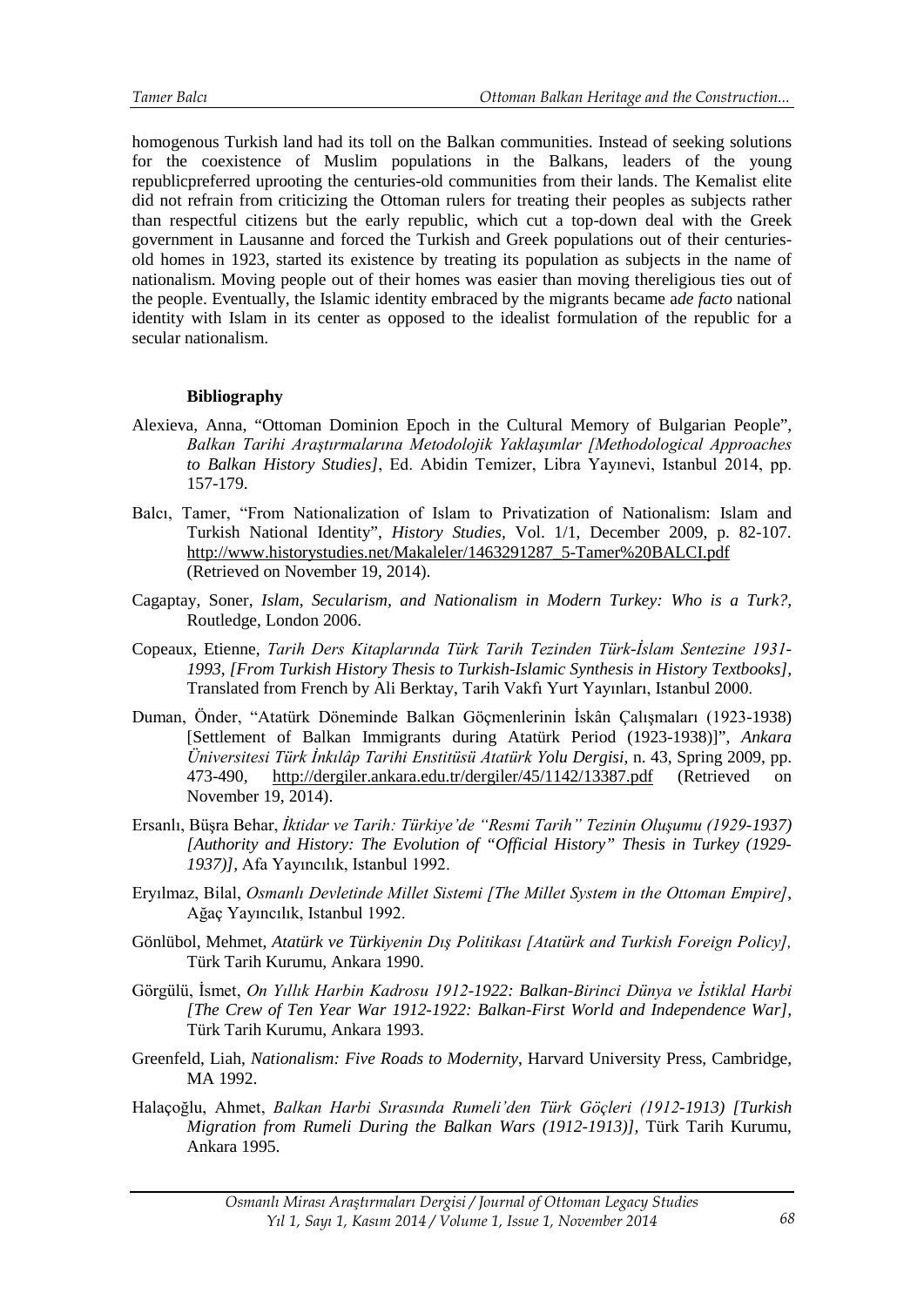homogenous Turkish land had its toll on the Balkan communities. Instead of seeking solutions for the coexistence of Muslim populations in the Balkans, leaders of the young republicpreferred uprooting the centuries-old communities from their lands. The Kemalist elite did not refrain from criticizing the Ottoman rulers for treating their peoples as subjects rather than respectful citizens but the early republic, which cut a top-down deal with the Greek government in Lausanne and forced the Turkish and Greek populations out of their centuries-old homes in 1923, started its existence by treating its population as subjects in the name of nationalism. Moving people out of their homes was easier than moving thereligious ties out of the people. Eventually, the Islamic identity embraced by the migrants became a*de facto* national identity with Islam in its center as opposed to the idealist formulation of the republic for a secular nationalism.

**Bibliography**

Alexieva, Anna, "Ottoman Dominion Epoch in the Cultural Memory of Bulgarian People", *Balkan Tarihi Araştırmalarına Metodolojik Yaklaşımlar [Methodological Approaches to Balkan History Studies]*, Ed. Abidin Temizer, Libra Yayınevi, Istanbul 2014, pp. 157-179.

Balcı, Tamer, "From Nationalization of Islam to Privatization of Nationalism: Islam and Turkish National Identity", *History Studies*, Vol. 1/1, December 2009, p. 82-107. http://www.historystudies.net/Makaleler/1463291287_5-Tamer%20BALCI.pdf (Retrieved on November 19, 2014).

Cagaptay, Soner, *Islam, Secularism, and Nationalism in Modern Turkey: Who is a Turk?*, Routledge, London 2006.

Copeaux, Etienne, *Tarih Ders Kitaplarında Türk Tarih Tezinden Türk-İslam Sentezine 1931-1993, [From Turkish History Thesis to Turkish-Islamic Synthesis in History Textbooks]*, Translated from French by Ali Berktay, Tarih Vakfı Yurt Yayınları, Istanbul 2000.

Duman, Önder, "Atatürk Döneminde Balkan Göçmenlerinin İskân Çalışmaları (1923-1938) [Settlement of Balkan Immigrants during Atatürk Period (1923-1938)]", *Ankara Üniversitesi Türk İnkılâp Tarihi Enstitüsü Atatürk Yolu Dergisi*, n. 43, Spring 2009, pp. 473-490, http://dergiler.ankara.edu.tr/dergiler/45/1142/13387.pdf (Retrieved on November 19, 2014).

Ersanlı, Büşra Behar, *İktidar ve Tarih: Türkiye'de "Resmi Tarih" Tezinin Oluşumu (1929-1937) [Authority and History: The Evolution of "Official History" Thesis in Turkey (1929-1937)]*, Afa Yayıncılık, Istanbul 1992.

Eryılmaz, Bilal, *Osmanlı Devletinde Millet Sistemi [The Millet System in the Ottoman Empire]*, Ağaç Yayıncılık, Istanbul 1992.

Gönlübol, Mehmet, *Atatürk ve Türkiyenin Dış Politikası [Atatürk and Turkish Foreign Policy]*, Türk Tarih Kurumu, Ankara 1990.

Görgülü, İsmet, *On Yıllık Harbin Kadrosu 1912-1922: Balkan-Birinci Dünya ve İstiklal Harbi [The Crew of Ten Year War 1912-1922: Balkan-First World and Independence War]*, Türk Tarih Kurumu, Ankara 1993.

Greenfeld, Liah, *Nationalism: Five Roads to Modernity*, Harvard University Press, Cambridge, MA 1992.

Halaçoğlu, Ahmet, *Balkan Harbi Sırasında Rumeli'den Türk Göçleri (1912-1913) [Turkish Migration from Rumeli During the Balkan Wars (1912-1913)]*, Türk Tarih Kurumu, Ankara 1995.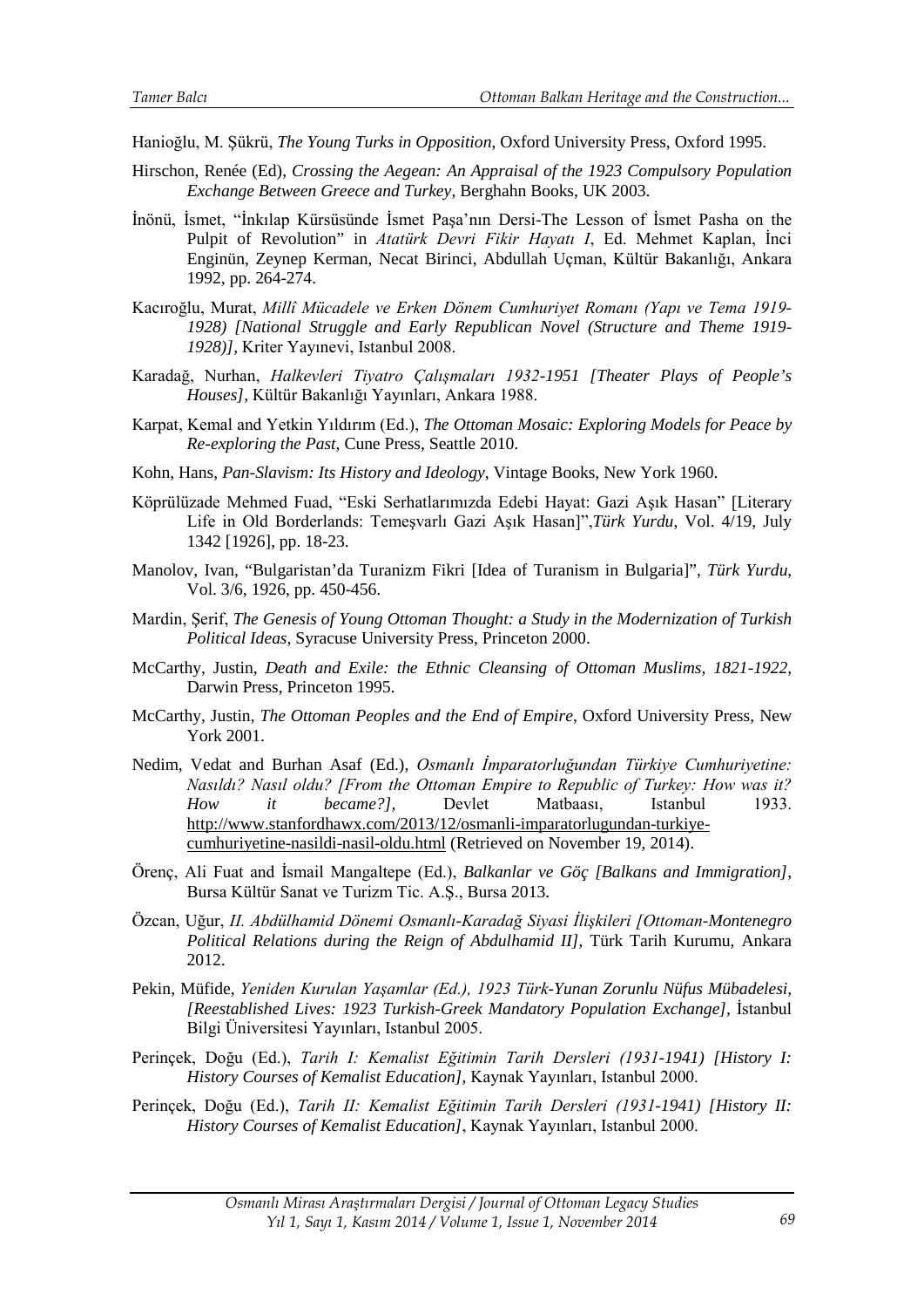Hanioğlu, M. Şükrü, *The Young Turks in Opposition*, Oxford University Press, Oxford 1995.

Hirschon, Renée (Ed), *Crossing the Aegean: An Appraisal of the 1923 Compulsory Population Exchange Between Greece and Turkey*, Berghahn Books, UK 2003.

İnönü, İsmet, "İnkılap Kürsüsünde İsmet Paşa'nın Dersi-The Lesson of İsmet Pasha on the Pulpit of Revolution" in *Atatürk Devri Fikir Hayatı I*, Ed. Mehmet Kaplan, İnci Enginün, Zeynep Kerman, Necat Birinci, Abdullah Uçman, Kültür Bakanlığı, Ankara 1992, pp. 264-274.

Kacıroğlu, Murat, *Millî Mücadele ve Erken Dönem Cumhuriyet Romanı (Yapı ve Tema 1919-1928) [National Struggle and Early Republican Novel (Structure and Theme 1919-1928)]*, Kriter Yayınevi, Istanbul 2008.

Karadağ, Nurhan, *Halkevleri Tiyatro Çalışmaları 1932-1951 [Theater Plays of People's Houses]*, Kültür Bakanlığı Yayınları, Ankara 1988.

Karpat, Kemal and Yetkin Yıldırım (Ed.), *The Ottoman Mosaic: Exploring Models for Peace by Re-exploring the Past*, Cune Press, Seattle 2010.

Kohn, Hans, *Pan-Slavism: Its History and Ideology*, Vintage Books, New York 1960.

Köprülüzade Mehmed Fuad, "Eski Serhatlarımızda Edebi Hayat: Gazi Aşık Hasan" [Literary Life in Old Borderlands: Temeşvarlı Gazi Aşık Hasan]",*Türk Yurdu*, Vol. 4/19, July 1342 [1926], pp. 18-23.

Manolov, Ivan, "Bulgaristan'da Turanizm Fikri [Idea of Turanism in Bulgaria]", *Türk Yurdu*, Vol. 3/6, 1926, pp. 450-456.

Mardin, Şerif, *The Genesis of Young Ottoman Thought: a Study in the Modernization of Turkish Political Ideas*, Syracuse University Press, Princeton 2000.

McCarthy, Justin, *Death and Exile: the Ethnic Cleansing of Ottoman Muslims, 1821-1922*, Darwin Press, Princeton 1995.

McCarthy, Justin, *The Ottoman Peoples and the End of Empire*, Oxford University Press, New York 2001.

Nedim, Vedat and Burhan Asaf (Ed.), *Osmanlı İmparatorluğundan Türkiye Cumhuriyetine: Nasıldı? Nasıl oldu? [From the Ottoman Empire to Republic of Turkey: How was it? How it became?]*, Devlet Matbaası, Istanbul 1933. http://www.stanfordhawx.com/2013/12/osmanli-imparatorlugundan-turkiye-cumhuriyetine-nasildi-nasil-oldu.html (Retrieved on November 19, 2014).

Örenç, Ali Fuat and İsmail Mangaltepe (Ed.), *Balkanlar ve Göç [Balkans and Immigration]*, Bursa Kültür Sanat ve Turizm Tic. A.Ş., Bursa 2013.

Özcan, Uğur, *II. Abdülhamid Dönemi Osmanlı-Karadağ Siyasi İlişkileri [Ottoman-Montenegro Political Relations during the Reign of Abdulhamid II]*, Türk Tarih Kurumu, Ankara 2012.

Pekin, Müfide, *Yeniden Kurulan Yaşamlar (Ed.), 1923 Türk-Yunan Zorunlu Nüfus Mübadelesi, [Reestablished Lives: 1923 Turkish-Greek Mandatory Population Exchange]*, İstanbul Bilgi Üniversitesi Yayınları, Istanbul 2005.

Perinçek, Doğu (Ed.), *Tarih I: Kemalist Eğitimin Tarih Dersleri (1931-1941) [History I: History Courses of Kemalist Education]*, Kaynak Yayınları, Istanbul 2000.

Perinçek, Doğu (Ed.), *Tarih II: Kemalist Eğitimin Tarih Dersleri (1931-1941) [History II: History Courses of Kemalist Education]*, Kaynak Yayınları, Istanbul 2000.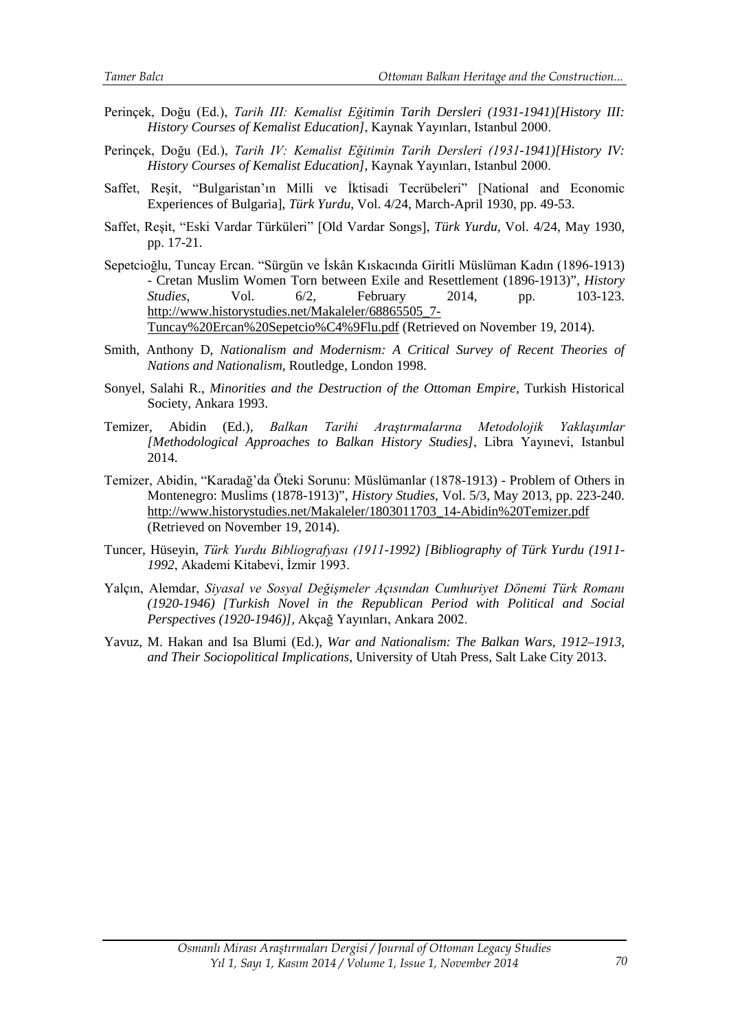Perinçek, Doğu (Ed.), *Tarih III: Kemalist Eğitimin Tarih Dersleri (1931-1941)[History III: History Courses of Kemalist Education]*, Kaynak Yayınları, Istanbul 2000.

Perinçek, Doğu (Ed.), *Tarih IV: Kemalist Eğitimin Tarih Dersleri (1931-1941)[History IV: History Courses of Kemalist Education]*, Kaynak Yayınları, Istanbul 2000.

Saffet, Reşit, "Bulgaristan'ın Milli ve İktisadi Tecrübeleri" [National and Economic Experiences of Bulgaria], *Türk Yurdu*, Vol. 4/24, March-April 1930, pp. 49-53.

Saffet, Reşit, "Eski Vardar Türküleri" [Old Vardar Songs], *Türk Yurdu*, Vol. 4/24, May 1930, pp. 17-21.

Sepetcioğlu, Tuncay Ercan. "Sürgün ve İskân Kıskacında Giritli Müslüman Kadın (1896-1913) - Cretan Muslim Women Torn between Exile and Resettlement (1896-1913)", *History Studies*, Vol. 6/2, February 2014, pp. 103-123. http://www.historystudies.net/Makaleler/68865505_7-Tuncay%20Ercan%20Sepetcio%C4%9Flu.pdf (Retrieved on November 19, 2014).

Smith, Anthony D, *Nationalism and Modernism: A Critical Survey of Recent Theories of Nations and Nationalism*, Routledge, London 1998.

Sonyel, Salahi R., *Minorities and the Destruction of the Ottoman Empire*, Turkish Historical Society, Ankara 1993.

Temizer, Abidin (Ed.), *Balkan Tarihi Araştırmalarına Metodolojik Yaklaşımlar [Methodological Approaches to Balkan History Studies]*, Libra Yayınevi, Istanbul 2014.

Temizer, Abidin, "Karadağ'da Öteki Sorunu: Müslümanlar (1878-1913) - Problem of Others in Montenegro: Muslims (1878-1913)", *History Studies*, Vol. 5/3, May 2013, pp. 223-240. http://www.historystudies.net/Makaleler/1803011703_14-Abidin%20Temizer.pdf (Retrieved on November 19, 2014).

Tuncer, Hüseyin, *Türk Yurdu Bibliografyası (1911-1992) [Bibliography of Türk Yurdu (1911-1992*, Akademi Kitabevi, İzmir 1993.

Yalçın, Alemdar, *Siyasal ve Sosyal Değişmeler Açısından Cumhuriyet Dönemi Türk Romanı (1920-1946) [Turkish Novel in the Republican Period with Political and Social Perspectives (1920-1946)]*, Akçağ Yayınları, Ankara 2002.

Yavuz, M. Hakan and Isa Blumi (Ed.), *War and Nationalism: The Balkan Wars, 1912–1913, and Their Sociopolitical Implications*, University of Utah Press, Salt Lake City 2013.